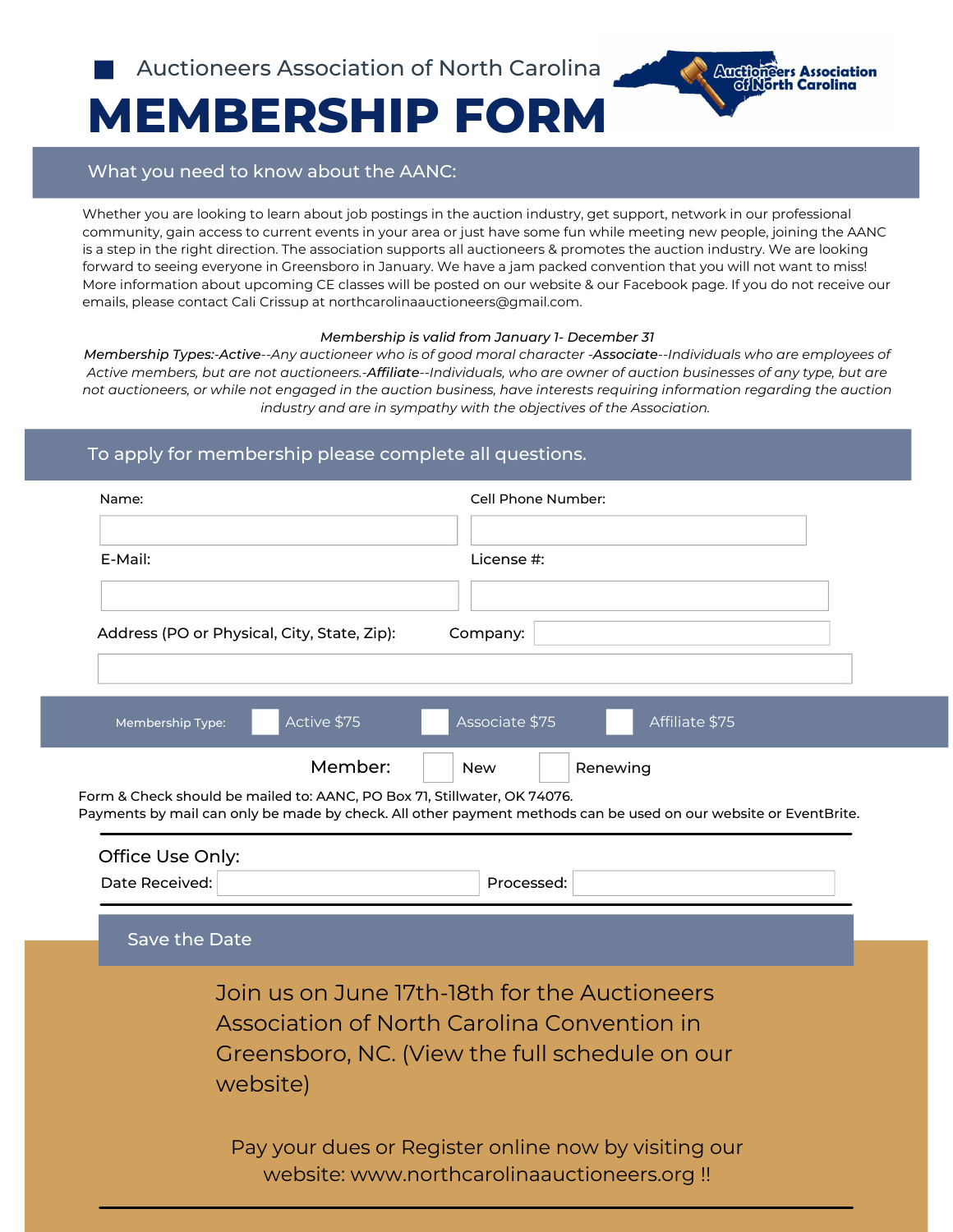Auctioneers Association of North Carolina

# MEMBERSHIP FORM

Auctioneers Association of North Carolina

## What you need to know about the AANC:

Whether you are looking to learn about job postings in the auction industry, get support, network in our professional community, gain access to current events in your area or just have some fun while meeting new people, joining the AANC is a step in the right direction. The association supports all auctioneers & promotes the auction industry. We are looking forward to seeing everyone in Greensboro in January. We have a jam packed convention that you will not want to miss! More information about upcoming CE classes will be posted on our website & our Facebook page. If you do not receive our emails, please contact Cali Crissup at northcarolinaauctioneers@gmail.com.

*Membership is valid from January 1- December 31*

*Membership Types:-**Active**--Any auctioneer who is of good moral character -**Associate**--Individuals who are employees of Active members, but are not auctioneers.-**Affiliate**--Individuals, who are owner of auction businesses of any type, but are not auctioneers, or while not engaged in the auction business, have interests requiring information regarding the auction industry and are in sympathy with the objectives of the Association.*

## To apply for membership please complete all questions.

Name: ______________________ Cell Phone Number: ______________________

E-Mail: ______________________ License #: ______________________

Address (PO or Physical, City, State, Zip): ______________________ Company: ______________________

Membership Type: ☐ Active $75 ☐ Associate $75 ☐ Affiliate $75

Member: ☐ New ☐ Renewing

Form & Check should be mailed to: AANC, PO Box 71, Stillwater, OK 74076.
Payments by mail can only be made by check. All other payment methods can be used on our website or EventBrite.

---

Office Use Only:

Date Received: ______________________ Processed: ______________________

---

## Save the Date

Join us on June 17th-18th for the Auctioneers Association of North Carolina Convention in Greensboro, NC. (View the full schedule on our website)

Pay your dues or Register online now by visiting our website: www.northcarolinaauctioneers.org !!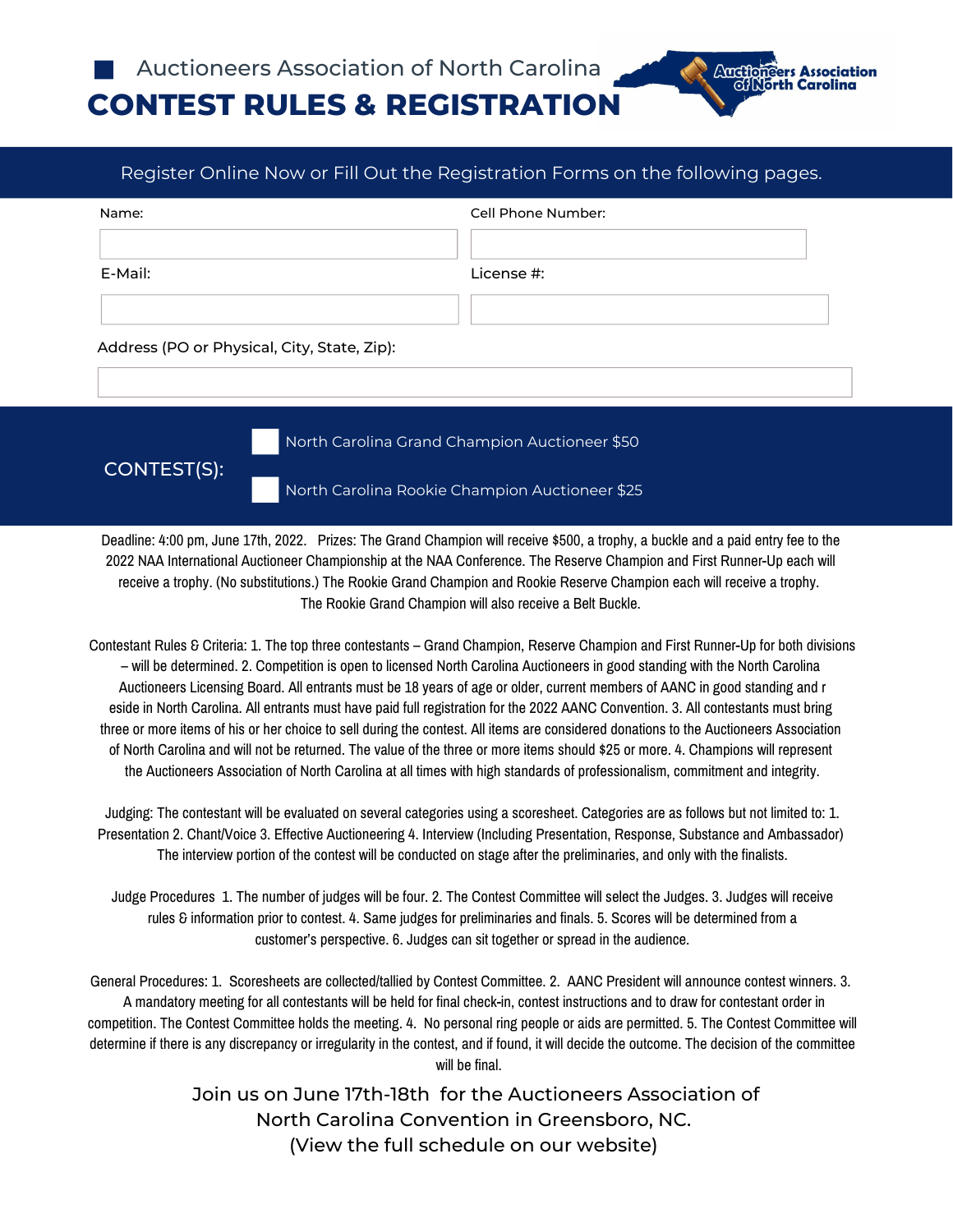Auctioneers Association of North Carolina

# CONTEST RULES & REGISTRATION

Register Online Now or Fill Out the Registration Forms on the following pages.

Name:

Cell Phone Number:

E-Mail:

License #:

Address (PO or Physical, City, State, Zip):

CONTEST(S):

- ☐ North Carolina Grand Champion Auctioneer $50
- ☐ North Carolina Rookie Champion Auctioneer $25

Deadline: 4:00 pm, June 17th, 2022. Prizes: The Grand Champion will receive $500, a trophy, a buckle and a paid entry fee to the 2022 NAA International Auctioneer Championship at the NAA Conference. The Reserve Champion and First Runner-Up each will receive a trophy. (No substitutions.) The Rookie Grand Champion and Rookie Reserve Champion each will receive a trophy. The Rookie Grand Champion will also receive a Belt Buckle.

Contestant Rules & Criteria: 1. The top three contestants – Grand Champion, Reserve Champion and First Runner-Up for both divisions – will be determined. 2. Competition is open to licensed North Carolina Auctioneers in good standing with the North Carolina Auctioneers Licensing Board. All entrants must be 18 years of age or older, current members of AANC in good standing and reside in North Carolina. All entrants must have paid full registration for the 2022 AANC Convention. 3. All contestants must bring three or more items of his or her choice to sell during the contest. All items are considered donations to the Auctioneers Association of North Carolina and will not be returned. The value of the three or more items should $25 or more. 4. Champions will represent the Auctioneers Association of North Carolina at all times with high standards of professionalism, commitment and integrity.

Judging: The contestant will be evaluated on several categories using a scoresheet. Categories are as follows but not limited to: 1. Presentation 2. Chant/Voice 3. Effective Auctioneering 4. Interview (Including Presentation, Response, Substance and Ambassador) The interview portion of the contest will be conducted on stage after the preliminaries, and only with the finalists.

Judge Procedures 1. The number of judges will be four. 2. The Contest Committee will select the Judges. 3. Judges will receive rules & information prior to contest. 4. Same judges for preliminaries and finals. 5. Scores will be determined from a customer's perspective. 6. Judges can sit together or spread in the audience.

General Procedures: 1. Scoresheets are collected/tallied by Contest Committee. 2. AANC President will announce contest winners. 3. A mandatory meeting for all contestants will be held for final check-in, contest instructions and to draw for contestant order in competition. The Contest Committee holds the meeting. 4. No personal ring people or aids are permitted. 5. The Contest Committee will determine if there is any discrepancy or irregularity in the contest, and if found, it will decide the outcome. The decision of the committee will be final.

Join us on June 17th-18th for the Auctioneers Association of North Carolina Convention in Greensboro, NC.
(View the full schedule on our website)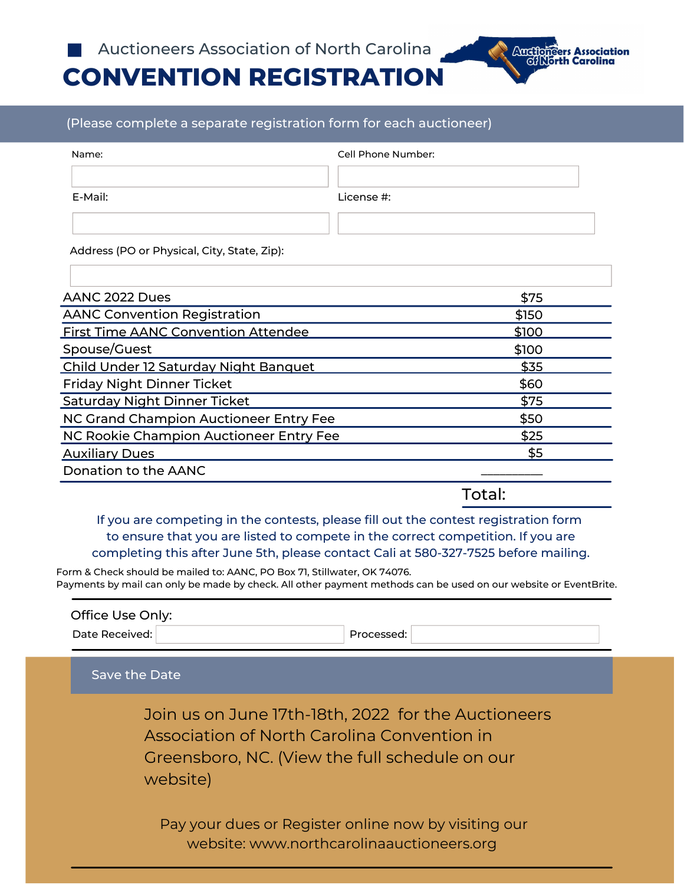Auctioneers Association of North Carolina

# CONVENTION REGISTRATION

(Please complete a separate registration form for each auctioneer)

Name:

Cell Phone Number:

E-Mail:

License #:

Address (PO or Physical, City, State, Zip):

| | |
|---|---|
| AANC 2022 Dues | $75 |
| AANC Convention Registration | $150 |
| First Time AANC Convention Attendee | $100 |
| Spouse/Guest | $100 |
| Child Under 12 Saturday Night Banquet | $35 |
| Friday Night Dinner Ticket | $60 |
| Saturday Night Dinner Ticket | $75 |
| NC Grand Champion Auctioneer Entry Fee | $50 |
| NC Rookie Champion Auctioneer Entry Fee | $25 |
| Auxiliary Dues | $5 |
| Donation to the AANC | _________ |
| | Total: |

If you are competing in the contests, please fill out the contest registration form to ensure that you are listed to compete in the correct competition. If you are completing this after June 5th, please contact Cali at 580-327-7525 before mailing.

Form & Check should be mailed to: AANC, PO Box 71, Stillwater, OK 74076.
Payments by mail can only be made by check. All other payment methods can be used on our website or EventBrite.

Office Use Only:

Date Received:

Processed:

## Save the Date

Join us on June 17th-18th, 2022 for the Auctioneers Association of North Carolina Convention in Greensboro, NC. (View the full schedule on our website)

Pay your dues or Register online now by visiting our website: www.northcarolinaauctioneers.org